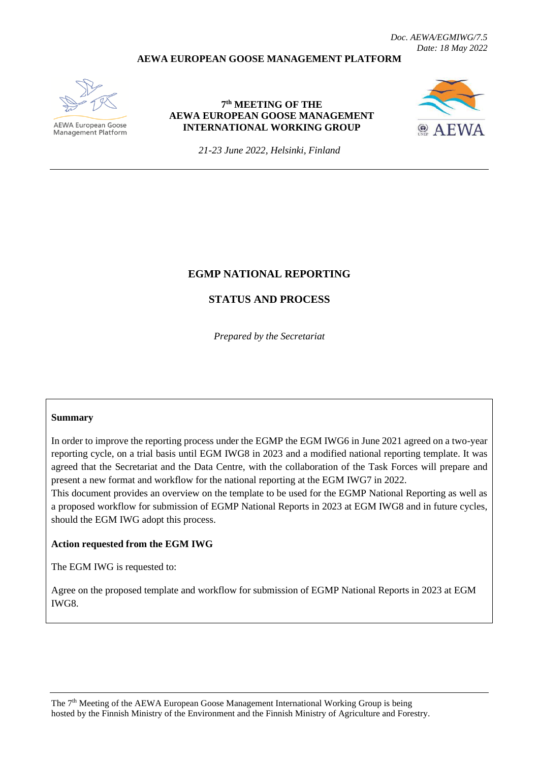*Doc. AEWA/EGMIWG/7.5*
*Date: 18 May 2022*

**AEWA EUROPEAN GOOSE MANAGEMENT PLATFORM**

AEWA European Goose Management Platform

**7th MEETING OF THE AEWA EUROPEAN GOOSE MANAGEMENT INTERNATIONAL WORKING GROUP**

*21-23 June 2022, Helsinki, Finland*

AEWA

---

# EGMP NATIONAL REPORTING

## STATUS AND PROCESS

*Prepared by the Secretariat*

---

**Summary**

In order to improve the reporting process under the EGMP the EGM IWG6 in June 2021 agreed on a two-year reporting cycle, on a trial basis until EGM IWG8 in 2023 and a modified national reporting template. It was agreed that the Secretariat and the Data Centre, with the collaboration of the Task Forces will prepare and present a new format and workflow for the national reporting at the EGM IWG7 in 2022.

This document provides an overview on the template to be used for the EGMP National Reporting as well as a proposed workflow for submission of EGMP National Reports in 2023 at EGM IWG8 and in future cycles, should the EGM IWG adopt this process.

**Action requested from the EGM IWG**

The EGM IWG is requested to:

Agree on the proposed template and workflow for submission of EGMP National Reports in 2023 at EGM IWG8.

---

The 7th Meeting of the AEWA European Goose Management International Working Group is being hosted by the Finnish Ministry of the Environment and the Finnish Ministry of Agriculture and Forestry.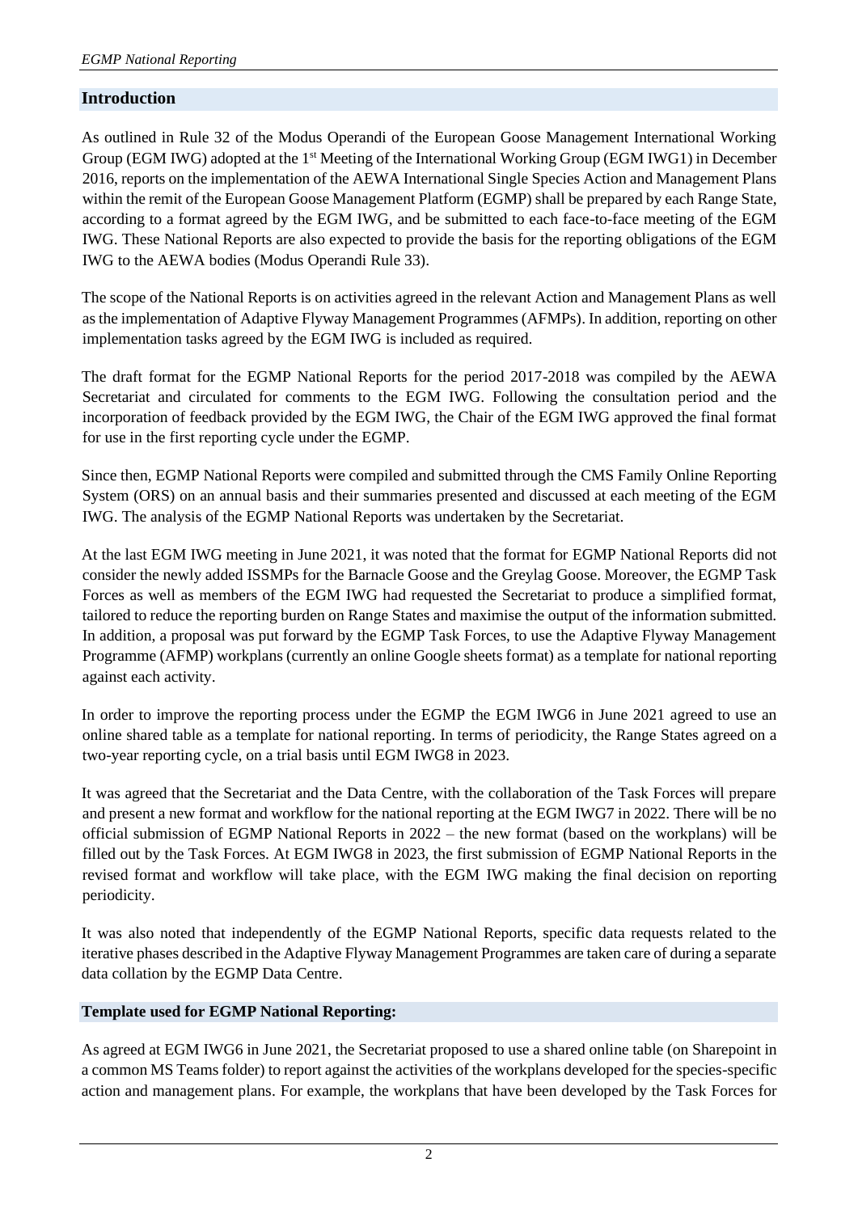## Introduction

As outlined in Rule 32 of the Modus Operandi of the European Goose Management International Working Group (EGM IWG) adopted at the 1st Meeting of the International Working Group (EGM IWG1) in December 2016, reports on the implementation of the AEWA International Single Species Action and Management Plans within the remit of the European Goose Management Platform (EGMP) shall be prepared by each Range State, according to a format agreed by the EGM IWG, and be submitted to each face-to-face meeting of the EGM IWG. These National Reports are also expected to provide the basis for the reporting obligations of the EGM IWG to the AEWA bodies (Modus Operandi Rule 33).

The scope of the National Reports is on activities agreed in the relevant Action and Management Plans as well as the implementation of Adaptive Flyway Management Programmes (AFMPs). In addition, reporting on other implementation tasks agreed by the EGM IWG is included as required.

The draft format for the EGMP National Reports for the period 2017-2018 was compiled by the AEWA Secretariat and circulated for comments to the EGM IWG. Following the consultation period and the incorporation of feedback provided by the EGM IWG, the Chair of the EGM IWG approved the final format for use in the first reporting cycle under the EGMP.

Since then, EGMP National Reports were compiled and submitted through the CMS Family Online Reporting System (ORS) on an annual basis and their summaries presented and discussed at each meeting of the EGM IWG. The analysis of the EGMP National Reports was undertaken by the Secretariat.

At the last EGM IWG meeting in June 2021, it was noted that the format for EGMP National Reports did not consider the newly added ISSMPs for the Barnacle Goose and the Greylag Goose. Moreover, the EGMP Task Forces as well as members of the EGM IWG had requested the Secretariat to produce a simplified format, tailored to reduce the reporting burden on Range States and maximise the output of the information submitted. In addition, a proposal was put forward by the EGMP Task Forces, to use the Adaptive Flyway Management Programme (AFMP) workplans (currently an online Google sheets format) as a template for national reporting against each activity.

In order to improve the reporting process under the EGMP the EGM IWG6 in June 2021 agreed to use an online shared table as a template for national reporting. In terms of periodicity, the Range States agreed on a two-year reporting cycle, on a trial basis until EGM IWG8 in 2023.

It was agreed that the Secretariat and the Data Centre, with the collaboration of the Task Forces will prepare and present a new format and workflow for the national reporting at the EGM IWG7 in 2022. There will be no official submission of EGMP National Reports in 2022 – the new format (based on the workplans) will be filled out by the Task Forces. At EGM IWG8 in 2023, the first submission of EGMP National Reports in the revised format and workflow will take place, with the EGM IWG making the final decision on reporting periodicity.

It was also noted that independently of the EGMP National Reports, specific data requests related to the iterative phases described in the Adaptive Flyway Management Programmes are taken care of during a separate data collation by the EGMP Data Centre.

### Template used for EGMP National Reporting:

As agreed at EGM IWG6 in June 2021, the Secretariat proposed to use a shared online table (on Sharepoint in a common MS Teams folder) to report against the activities of the workplans developed for the species-specific action and management plans. For example, the workplans that have been developed by the Task Forces for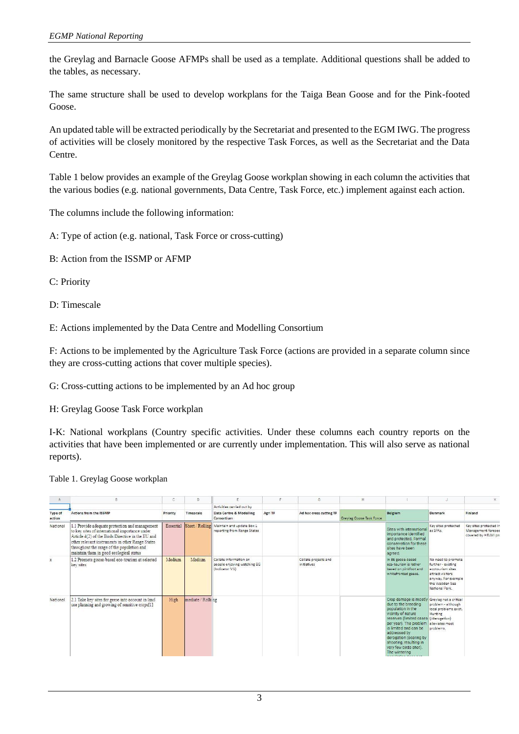the Greylag and Barnacle Goose AFMPs shall be used as a template. Additional questions shall be added to the tables, as necessary.

The same structure shall be used to develop workplans for the Taiga Bean Goose and for the Pink-footed Goose.

An updated table will be extracted periodically by the Secretariat and presented to the EGM IWG. The progress of activities will be closely monitored by the respective Task Forces, as well as the Secretariat and the Data Centre.

Table 1 below provides an example of the Greylag Goose workplan showing in each column the activities that the various bodies (e.g. national governments, Data Centre, Task Force, etc.) implement against each action.

The columns include the following information:

A: Type of action (e.g. national, Task Force or cross-cutting)

B: Action from the ISSMP or AFMP

C: Priority

D: Timescale

E: Actions implemented by the Data Centre and Modelling Consortium

F: Actions to be implemented by the Agriculture Task Force (actions are provided in a separate column since they are cross-cutting actions that cover multiple species).

G: Cross-cutting actions to be implemented by an Ad hoc group

H: Greylag Goose Task Force workplan

I-K: National workplans (Country specific activities. Under these columns each country reports on the activities that have been implemented or are currently under implementation. This will also serve as national reports).

Table 1. Greylag Goose workplan

| A | B | C | D | E | F | G | H | I | J | K |
|---|---|---|---|---|---|---|---|---|---|---|
| | | | | Activities carried out by | | | | | | |
| Type of action | Actions from the ISSMP | Priority | Timescale | Data Centre & Modelling Consortium | Agri TF | Ad hoc cross cutting TF | Greylag Goose Task Force | Belgium | Denmark | Finland |
| National | 1.1 Provide adequate protection and management to key sites of international importance under Article 4(2) of the Birds Directive in the EU and other relevant instruments in other Range States throughout the range of the population and maintain them in good ecological status | Essential | Short / Rolling | Maintain and update Box 1 reporting from Range States | | | | Sites with international importance identified and protected. Formal conservation for these sites have been agreed. | Key sites protected as SPAs. | Key sites protected in Management foresee covered by HELMI pr |
| x | 1.2 Promote goose-based eco-tourism at selected key sites | Medium | Medium | Collate information on people enjoying watching BG (Indicator V.1) | | Collate projects and initiatives | | In BE goose-based eco-tourism is rather based on pinkfoot and whitefronted goose. | No need to promote further - existing ecotourism sites attract visitors anyway. For example the Wadden Sea National Park. | |
| National | 2.1 Take key sites for geese into account in land use planning and growing of sensitive crops[1] | High | mediate / Rolling | | | | | Crop damage is mostly due to the breeding population in the vicinity of nature reserves (limited cases per year). The problem is limited and can be addressed by derogation (scaring by shooting, resulting in very few birds shot). The wintering | Greylag not a critical problem - although local problems exist. Hunting (/derogation) alleviates most problems. | |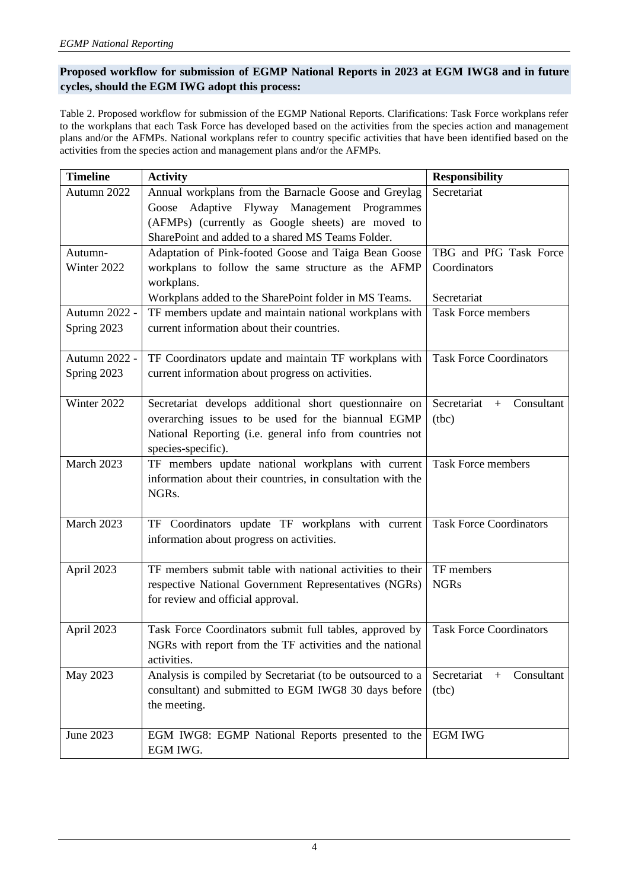**Proposed workflow for submission of EGMP National Reports in 2023 at EGM IWG8 and in future cycles, should the EGM IWG adopt this process:**

Table 2. Proposed workflow for submission of the EGMP National Reports. Clarifications: Task Force workplans refer to the workplans that each Task Force has developed based on the activities from the species action and management plans and/or the AFMPs. National workplans refer to country specific activities that have been identified based on the activities from the species action and management plans and/or the AFMPs.

| Timeline | Activity | Responsibility |
|---|---|---|
| Autumn 2022 | Annual workplans from the Barnacle Goose and Greylag Goose Adaptive Flyway Management Programmes (AFMPs) (currently as Google sheets) are moved to SharePoint and added to a shared MS Teams Folder. | Secretariat |
| Autumn-Winter 2022 | Adaptation of Pink-footed Goose and Taiga Bean Goose workplans to follow the same structure as the AFMP workplans.<br>Workplans added to the SharePoint folder in MS Teams. | TBG and PfG Task Force Coordinators<br>Secretariat |
| Autumn 2022 - Spring 2023 | TF members update and maintain national workplans with current information about their countries. | Task Force members |
| Autumn 2022 - Spring 2023 | TF Coordinators update and maintain TF workplans with current information about progress on activities. | Task Force Coordinators |
| Winter 2022 | Secretariat develops additional short questionnaire on overarching issues to be used for the biannual EGMP National Reporting (i.e. general info from countries not species-specific). | Secretariat + Consultant (tbc) |
| March 2023 | TF members update national workplans with current information about their countries, in consultation with the NGRs. | Task Force members |
| March 2023 | TF Coordinators update TF workplans with current information about progress on activities. | Task Force Coordinators |
| April 2023 | TF members submit table with national activities to their respective National Government Representatives (NGRs) for review and official approval. | TF members<br>NGRs |
| April 2023 | Task Force Coordinators submit full tables, approved by NGRs with report from the TF activities and the national activities. | Task Force Coordinators |
| May 2023 | Analysis is compiled by Secretariat (to be outsourced to a consultant) and submitted to EGM IWG8 30 days before the meeting. | Secretariat + Consultant (tbc) |
| June 2023 | EGM IWG8: EGMP National Reports presented to the EGM IWG. | EGM IWG |